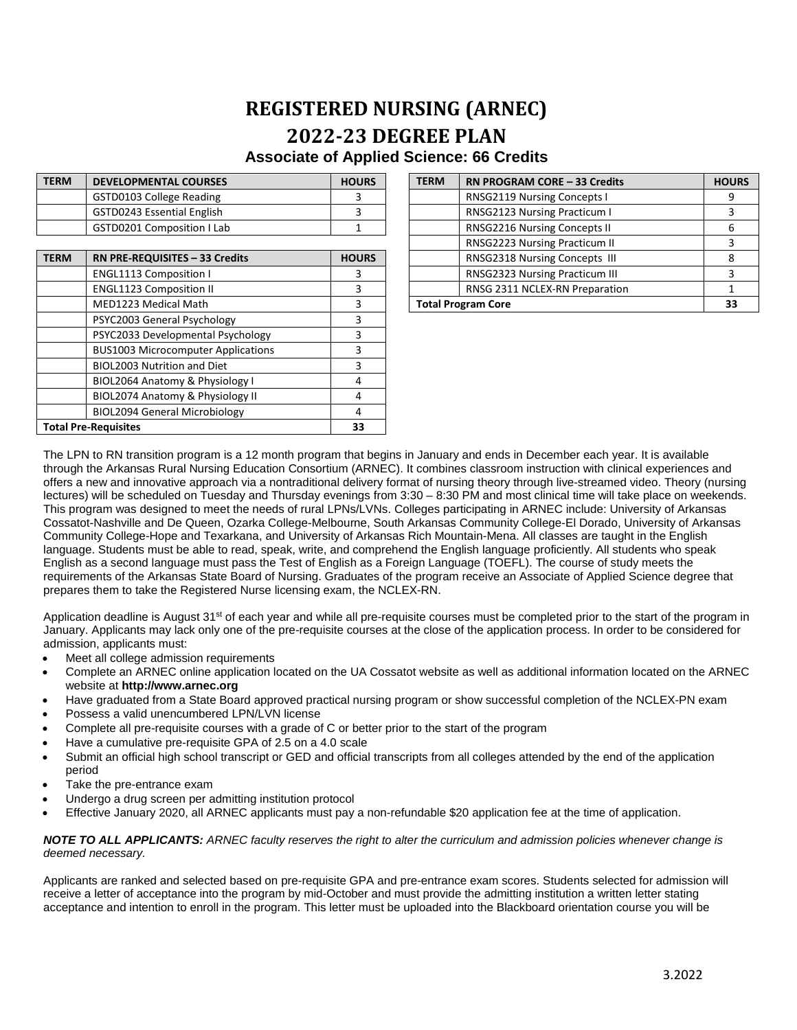# REGISTERED NURSING (ARNEC)

# 2022-23 DEGREE PLAN

### Associate of Applied Science: 66 Credits

| TERM | DEVELOPMENTAL COURSES | HOURS |
|---|---|---|
| | GSTD0103 College Reading | 3 |
| | GSTD0243 Essential English | 3 |
| | GSTD0201 Composition I Lab | 1 |

| TERM | RN PRE-REQUISITES – 33 Credits | HOURS |
|---|---|---|
| | ENGL1113 Composition I | 3 |
| | ENGL1123 Composition II | 3 |
| | MED1223 Medical Math | 3 |
| | PSYC2003 General Psychology | 3 |
| | PSYC2033 Developmental Psychology | 3 |
| | BUS1003 Microcomputer Applications | 3 |
| | BIOL2003 Nutrition and Diet | 3 |
| | BIOL2064 Anatomy & Physiology I | 4 |
| | BIOL2074 Anatomy & Physiology II | 4 |
| | BIOL2094 General Microbiology | 4 |
| **Total Pre-Requisites** | | **33** |

| TERM | RN PROGRAM CORE – 33 Credits | HOURS |
|---|---|---|
| | RNSG2119 Nursing Concepts I | 9 |
| | RNSG2123 Nursing Practicum I | 3 |
| | RNSG2216 Nursing Concepts II | 6 |
| | RNSG2223 Nursing Practicum II | 3 |
| | RNSG2318 Nursing Concepts III | 8 |
| | RNSG2323 Nursing Practicum III | 3 |
| | RNSG 2311 NCLEX-RN Preparation | 1 |
| **Total Program Core** | | **33** |

The LPN to RN transition program is a 12 month program that begins in January and ends in December each year. It is available through the Arkansas Rural Nursing Education Consortium (ARNEC). It combines classroom instruction with clinical experiences and offers a new and innovative approach via a nontraditional delivery format of nursing theory through live-streamed video. Theory (nursing lectures) will be scheduled on Tuesday and Thursday evenings from 3:30 – 8:30 PM and most clinical time will take place on weekends. This program was designed to meet the needs of rural LPNs/LVNs. Colleges participating in ARNEC include: University of Arkansas Cossatot-Nashville and De Queen, Ozarka College-Melbourne, South Arkansas Community College-El Dorado, University of Arkansas Community College-Hope and Texarkana, and University of Arkansas Rich Mountain-Mena. All classes are taught in the English language. Students must be able to read, speak, write, and comprehend the English language proficiently. All students who speak English as a second language must pass the Test of English as a Foreign Language (TOEFL). The course of study meets the requirements of the Arkansas State Board of Nursing. Graduates of the program receive an Associate of Applied Science degree that prepares them to take the Registered Nurse licensing exam, the NCLEX-RN.

Application deadline is August 31st of each year and while all pre-requisite courses must be completed prior to the start of the program in January. Applicants may lack only one of the pre-requisite courses at the close of the application process. In order to be considered for admission, applicants must:

- Meet all college admission requirements
- Complete an ARNEC online application located on the UA Cossatot website as well as additional information located on the ARNEC website at **http://www.arnec.org**
- Have graduated from a State Board approved practical nursing program or show successful completion of the NCLEX-PN exam
- Possess a valid unencumbered LPN/LVN license
- Complete all pre-requisite courses with a grade of C or better prior to the start of the program
- Have a cumulative pre-requisite GPA of 2.5 on a 4.0 scale
- Submit an official high school transcript or GED and official transcripts from all colleges attended by the end of the application period
- Take the pre-entrance exam
- Undergo a drug screen per admitting institution protocol
- Effective January 2020, all ARNEC applicants must pay a non-refundable $20 application fee at the time of application.

***NOTE TO ALL APPLICANTS:*** *ARNEC faculty reserves the right to alter the curriculum and admission policies whenever change is deemed necessary.*

Applicants are ranked and selected based on pre-requisite GPA and pre-entrance exam scores. Students selected for admission will receive a letter of acceptance into the program by mid-October and must provide the admitting institution a written letter stating acceptance and intention to enroll in the program. This letter must be uploaded into the Blackboard orientation course you will be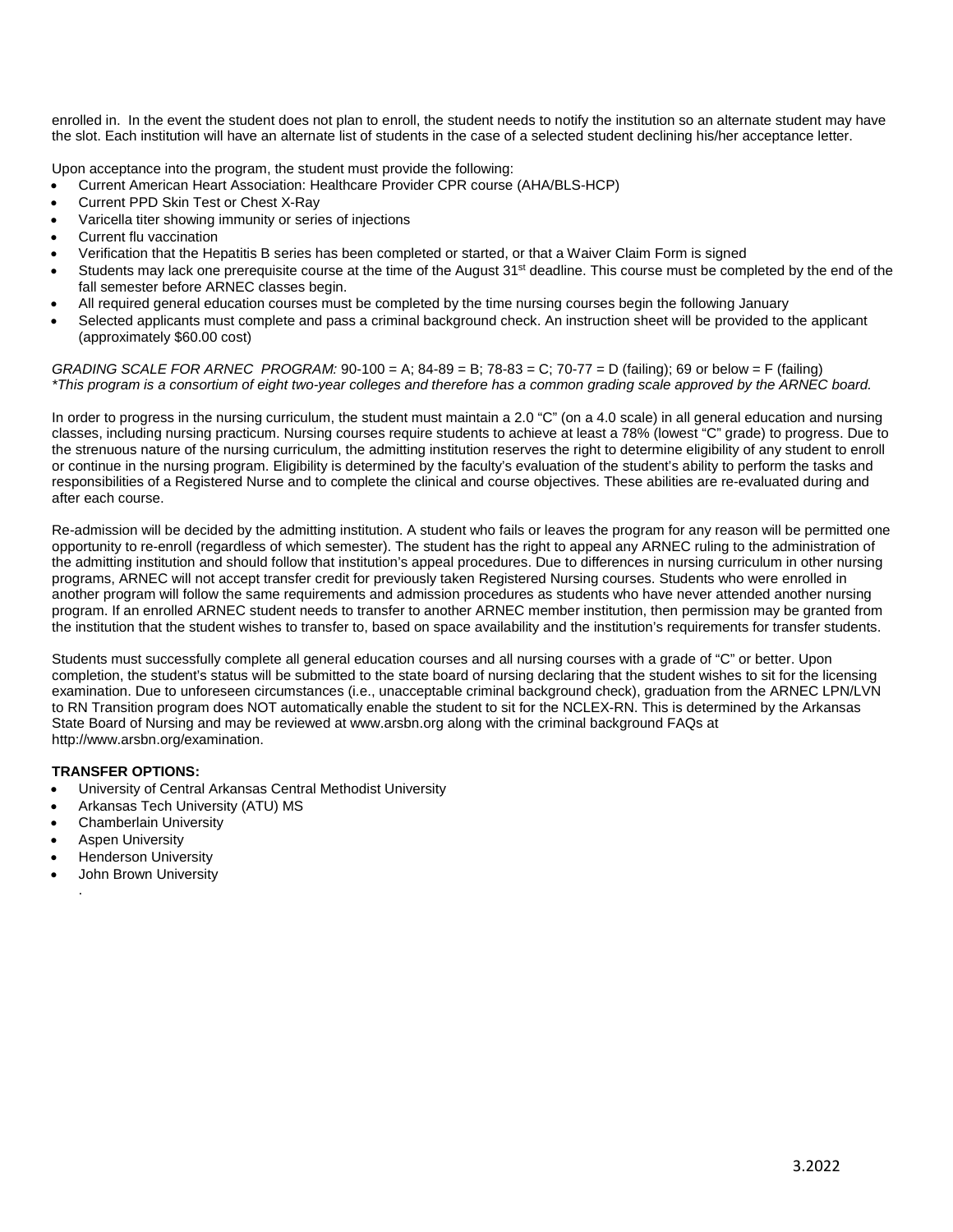enrolled in. In the event the student does not plan to enroll, the student needs to notify the institution so an alternate student may have the slot. Each institution will have an alternate list of students in the case of a selected student declining his/her acceptance letter.

Upon acceptance into the program, the student must provide the following:

- Current American Heart Association: Healthcare Provider CPR course (AHA/BLS-HCP)
- Current PPD Skin Test or Chest X-Ray
- Varicella titer showing immunity or series of injections
- Current flu vaccination
- Verification that the Hepatitis B series has been completed or started, or that a Waiver Claim Form is signed
- Students may lack one prerequisite course at the time of the August 31st deadline. This course must be completed by the end of the fall semester before ARNEC classes begin.
- All required general education courses must be completed by the time nursing courses begin the following January
- Selected applicants must complete and pass a criminal background check. An instruction sheet will be provided to the applicant (approximately $60.00 cost)

*GRADING SCALE FOR ARNEC PROGRAM:* 90-100 = A; 84-89 = B; 78-83 = C; 70-77 = D (failing); 69 or below = F (failing)
**This program is a consortium of eight two-year colleges and therefore has a common grading scale approved by the ARNEC board.*

In order to progress in the nursing curriculum, the student must maintain a 2.0 "C" (on a 4.0 scale) in all general education and nursing classes, including nursing practicum. Nursing courses require students to achieve at least a 78% (lowest "C" grade) to progress. Due to the strenuous nature of the nursing curriculum, the admitting institution reserves the right to determine eligibility of any student to enroll or continue in the nursing program. Eligibility is determined by the faculty's evaluation of the student's ability to perform the tasks and responsibilities of a Registered Nurse and to complete the clinical and course objectives. These abilities are re-evaluated during and after each course.

Re-admission will be decided by the admitting institution. A student who fails or leaves the program for any reason will be permitted one opportunity to re-enroll (regardless of which semester). The student has the right to appeal any ARNEC ruling to the administration of the admitting institution and should follow that institution's appeal procedures. Due to differences in nursing curriculum in other nursing programs, ARNEC will not accept transfer credit for previously taken Registered Nursing courses. Students who were enrolled in another program will follow the same requirements and admission procedures as students who have never attended another nursing program. If an enrolled ARNEC student needs to transfer to another ARNEC member institution, then permission may be granted from the institution that the student wishes to transfer to, based on space availability and the institution's requirements for transfer students.

Students must successfully complete all general education courses and all nursing courses with a grade of "C" or better. Upon completion, the student's status will be submitted to the state board of nursing declaring that the student wishes to sit for the licensing examination. Due to unforeseen circumstances (i.e., unacceptable criminal background check), graduation from the ARNEC LPN/LVN to RN Transition program does NOT automatically enable the student to sit for the NCLEX-RN. This is determined by the Arkansas State Board of Nursing and may be reviewed at www.arsbn.org along with the criminal background FAQs at http://www.arsbn.org/examination.

**TRANSFER OPTIONS:**

- University of Central Arkansas Central Methodist University
- Arkansas Tech University (ATU) MS
- Chamberlain University
- Aspen University
- Henderson University
- John Brown University

3.2022